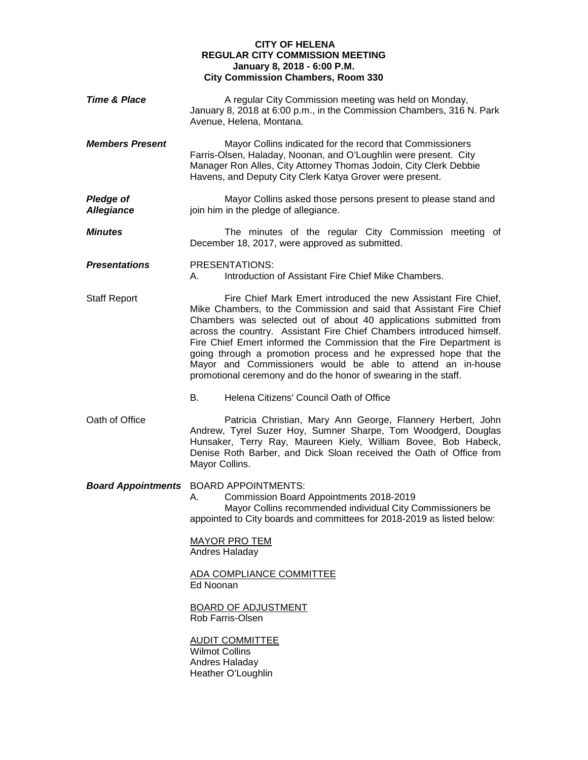**CITY OF HELENA**
**REGULAR CITY COMMISSION MEETING**
**January 8, 2018 - 6:00 P.M.**
**City Commission Chambers, Room 330**

***Time & Place***

A regular City Commission meeting was held on Monday, January 8, 2018 at 6:00 p.m., in the Commission Chambers, 316 N. Park Avenue, Helena, Montana.

***Members Present***

Mayor Collins indicated for the record that Commissioners Farris-Olsen, Haladay, Noonan, and O'Loughlin were present. City Manager Ron Alles, City Attorney Thomas Jodoin, City Clerk Debbie Havens, and Deputy City Clerk Katya Grover were present.

***Pledge of Allegiance***

Mayor Collins asked those persons present to please stand and join him in the pledge of allegiance.

***Minutes***

The minutes of the regular City Commission meeting of December 18, 2017, were approved as submitted.

***Presentations***

PRESENTATIONS:

A. Introduction of Assistant Fire Chief Mike Chambers.

Staff Report

Fire Chief Mark Emert introduced the new Assistant Fire Chief, Mike Chambers, to the Commission and said that Assistant Fire Chief Chambers was selected out of about 40 applications submitted from across the country. Assistant Fire Chief Chambers introduced himself. Fire Chief Emert informed the Commission that the Fire Department is going through a promotion process and he expressed hope that the Mayor and Commissioners would be able to attend an in-house promotional ceremony and do the honor of swearing in the staff.

B. Helena Citizens' Council Oath of Office

Oath of Office

Patricia Christian, Mary Ann George, Flannery Herbert, John Andrew, Tyrel Suzer Hoy, Sumner Sharpe, Tom Woodgerd, Douglas Hunsaker, Terry Ray, Maureen Kiely, William Bovee, Bob Habeck, Denise Roth Barber, and Dick Sloan received the Oath of Office from Mayor Collins.

***Board Appointments***

BOARD APPOINTMENTS:

A. Commission Board Appointments 2018-2019

Mayor Collins recommended individual City Commissioners be appointed to City boards and committees for 2018-2019 as listed below:

<u>MAYOR PRO TEM</u>
Andres Haladay

<u>ADA COMPLIANCE COMMITTEE</u>
Ed Noonan

<u>BOARD OF ADJUSTMENT</u>
Rob Farris-Olsen

<u>AUDIT COMMITTEE</u>
Wilmot Collins
Andres Haladay
Heather O'Loughlin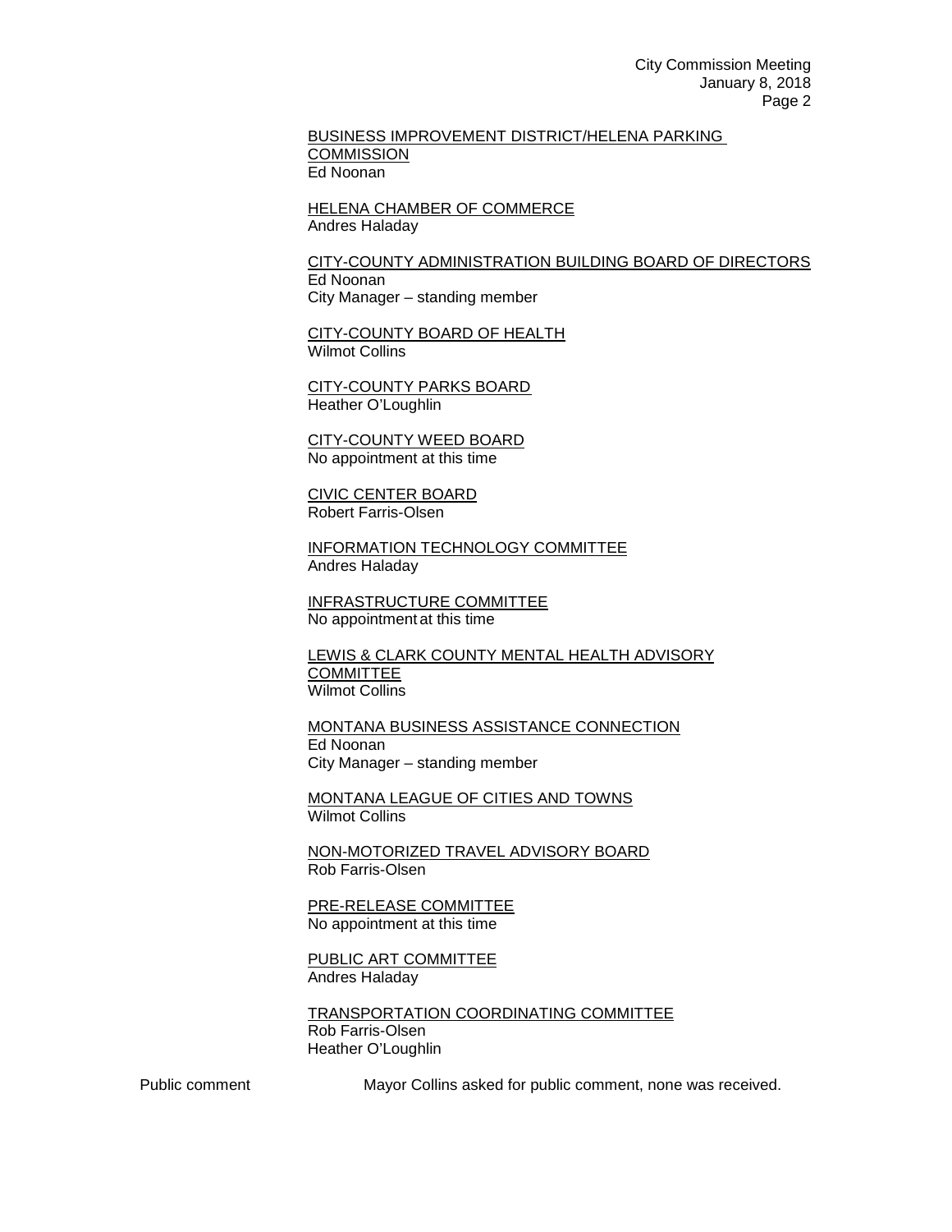BUSINESS IMPROVEMENT DISTRICT/HELENA PARKING COMMISSION
Ed Noonan

HELENA CHAMBER OF COMMERCE
Andres Haladay

CITY-COUNTY ADMINISTRATION BUILDING BOARD OF DIRECTORS
Ed Noonan
City Manager – standing member

CITY-COUNTY BOARD OF HEALTH
Wilmot Collins

CITY-COUNTY PARKS BOARD
Heather O'Loughlin

CITY-COUNTY WEED BOARD
No appointment at this time

CIVIC CENTER BOARD
Robert Farris-Olsen

INFORMATION TECHNOLOGY COMMITTEE
Andres Haladay

INFRASTRUCTURE COMMITTEE
No appointment at this time

LEWIS & CLARK COUNTY MENTAL HEALTH ADVISORY COMMITTEE
Wilmot Collins

MONTANA BUSINESS ASSISTANCE CONNECTION
Ed Noonan
City Manager – standing member

MONTANA LEAGUE OF CITIES AND TOWNS
Wilmot Collins

NON-MOTORIZED TRAVEL ADVISORY BOARD
Rob Farris-Olsen

PRE-RELEASE COMMITTEE
No appointment at this time

PUBLIC ART COMMITTEE
Andres Haladay

TRANSPORTATION COORDINATING COMMITTEE
Rob Farris-Olsen
Heather O'Loughlin

Public comment — Mayor Collins asked for public comment, none was received.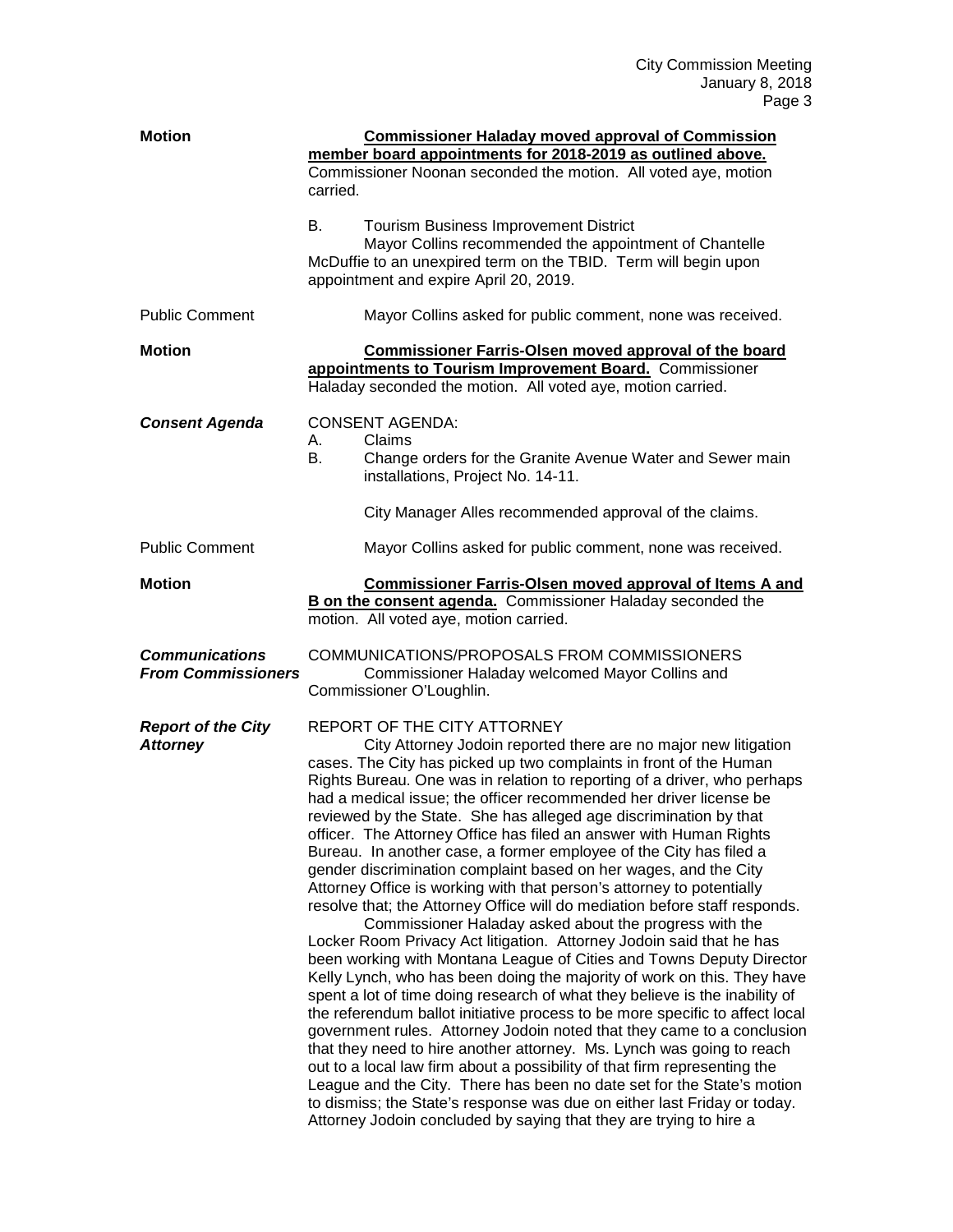**Motion** — **Commissioner Haladay moved approval of Commission member board appointments for 2018-2019 as outlined above.** Commissioner Noonan seconded the motion. All voted aye, motion carried.

B. Tourism Business Improvement District

Mayor Collins recommended the appointment of Chantelle McDuffie to an unexpired term on the TBID. Term will begin upon appointment and expire April 20, 2019.

Public Comment — Mayor Collins asked for public comment, none was received.

**Motion** — **Commissioner Farris-Olsen moved approval of the board appointments to Tourism Improvement Board.** Commissioner Haladay seconded the motion. All voted aye, motion carried.

***Consent Agenda***

CONSENT AGENDA:

A. Claims
B. Change orders for the Granite Avenue Water and Sewer main installations, Project No. 14-11.

City Manager Alles recommended approval of the claims.

Public Comment — Mayor Collins asked for public comment, none was received.

**Motion** — **Commissioner Farris-Olsen moved approval of Items A and B on the consent agenda.** Commissioner Haladay seconded the motion. All voted aye, motion carried.

***Communications From Commissioners***

COMMUNICATIONS/PROPOSALS FROM COMMISSIONERS

Commissioner Haladay welcomed Mayor Collins and Commissioner O'Loughlin.

***Report of the City Attorney***

REPORT OF THE CITY ATTORNEY

City Attorney Jodoin reported there are no major new litigation cases. The City has picked up two complaints in front of the Human Rights Bureau. One was in relation to reporting of a driver, who perhaps had a medical issue; the officer recommended her driver license be reviewed by the State. She has alleged age discrimination by that officer. The Attorney Office has filed an answer with Human Rights Bureau. In another case, a former employee of the City has filed a gender discrimination complaint based on her wages, and the City Attorney Office is working with that person's attorney to potentially resolve that; the Attorney Office will do mediation before staff responds.

Commissioner Haladay asked about the progress with the Locker Room Privacy Act litigation. Attorney Jodoin said that he has been working with Montana League of Cities and Towns Deputy Director Kelly Lynch, who has been doing the majority of work on this. They have spent a lot of time doing research of what they believe is the inability of the referendum ballot initiative process to be more specific to affect local government rules. Attorney Jodoin noted that they came to a conclusion that they need to hire another attorney. Ms. Lynch was going to reach out to a local law firm about a possibility of that firm representing the League and the City. There has been no date set for the State's motion to dismiss; the State's response was due on either last Friday or today. Attorney Jodoin concluded by saying that they are trying to hire a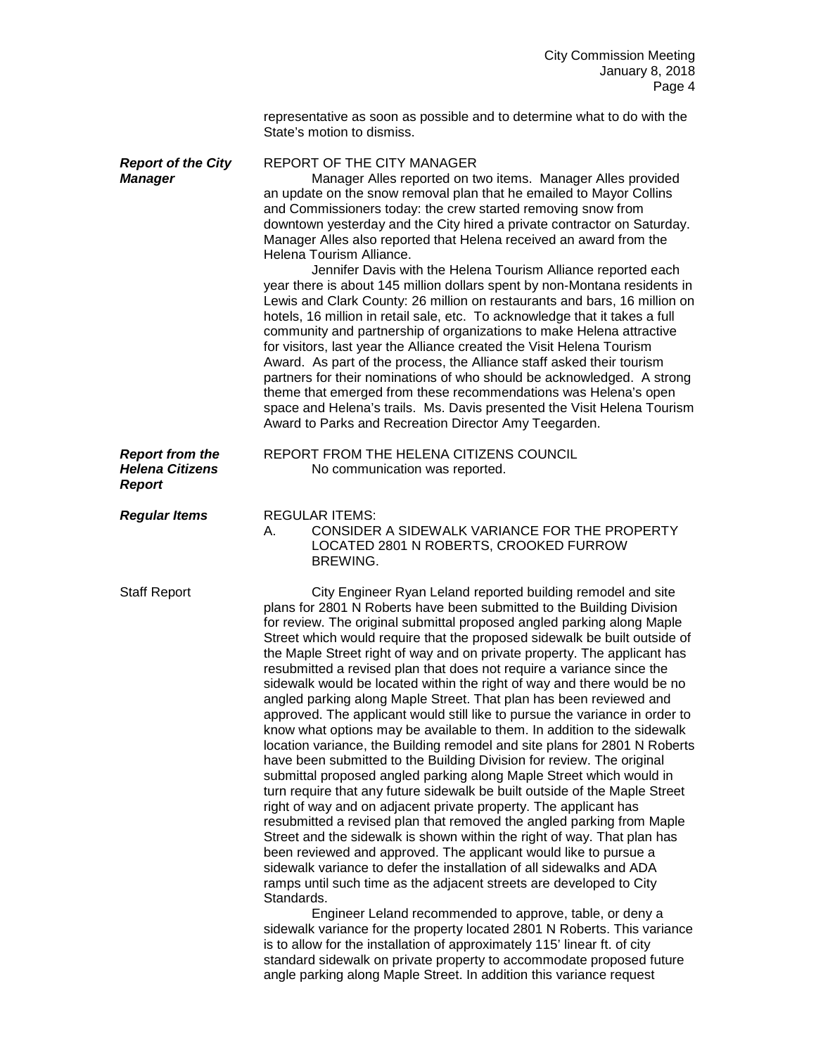representative as soon as possible and to determine what to do with the State's motion to dismiss.

***Report of the City Manager***

REPORT OF THE CITY MANAGER

Manager Alles reported on two items. Manager Alles provided an update on the snow removal plan that he emailed to Mayor Collins and Commissioners today: the crew started removing snow from downtown yesterday and the City hired a private contractor on Saturday. Manager Alles also reported that Helena received an award from the Helena Tourism Alliance.

Jennifer Davis with the Helena Tourism Alliance reported each year there is about 145 million dollars spent by non-Montana residents in Lewis and Clark County: 26 million on restaurants and bars, 16 million on hotels, 16 million in retail sale, etc. To acknowledge that it takes a full community and partnership of organizations to make Helena attractive for visitors, last year the Alliance created the Visit Helena Tourism Award. As part of the process, the Alliance staff asked their tourism partners for their nominations of who should be acknowledged. A strong theme that emerged from these recommendations was Helena's open space and Helena's trails. Ms. Davis presented the Visit Helena Tourism Award to Parks and Recreation Director Amy Teegarden.

***Report from the Helena Citizens Report***

REPORT FROM THE HELENA CITIZENS COUNCIL

No communication was reported.

***Regular Items***

REGULAR ITEMS:

A. CONSIDER A SIDEWALK VARIANCE FOR THE PROPERTY LOCATED 2801 N ROBERTS, CROOKED FURROW BREWING.

Staff Report

City Engineer Ryan Leland reported building remodel and site plans for 2801 N Roberts have been submitted to the Building Division for review. The original submittal proposed angled parking along Maple Street which would require that the proposed sidewalk be built outside of the Maple Street right of way and on private property. The applicant has resubmitted a revised plan that does not require a variance since the sidewalk would be located within the right of way and there would be no angled parking along Maple Street. That plan has been reviewed and approved. The applicant would still like to pursue the variance in order to know what options may be available to them. In addition to the sidewalk location variance, the Building remodel and site plans for 2801 N Roberts have been submitted to the Building Division for review. The original submittal proposed angled parking along Maple Street which would in turn require that any future sidewalk be built outside of the Maple Street right of way and on adjacent private property. The applicant has resubmitted a revised plan that removed the angled parking from Maple Street and the sidewalk is shown within the right of way. That plan has been reviewed and approved. The applicant would like to pursue a sidewalk variance to defer the installation of all sidewalks and ADA ramps until such time as the adjacent streets are developed to City Standards.

Engineer Leland recommended to approve, table, or deny a sidewalk variance for the property located 2801 N Roberts. This variance is to allow for the installation of approximately 115' linear ft. of city standard sidewalk on private property to accommodate proposed future angle parking along Maple Street. In addition this variance request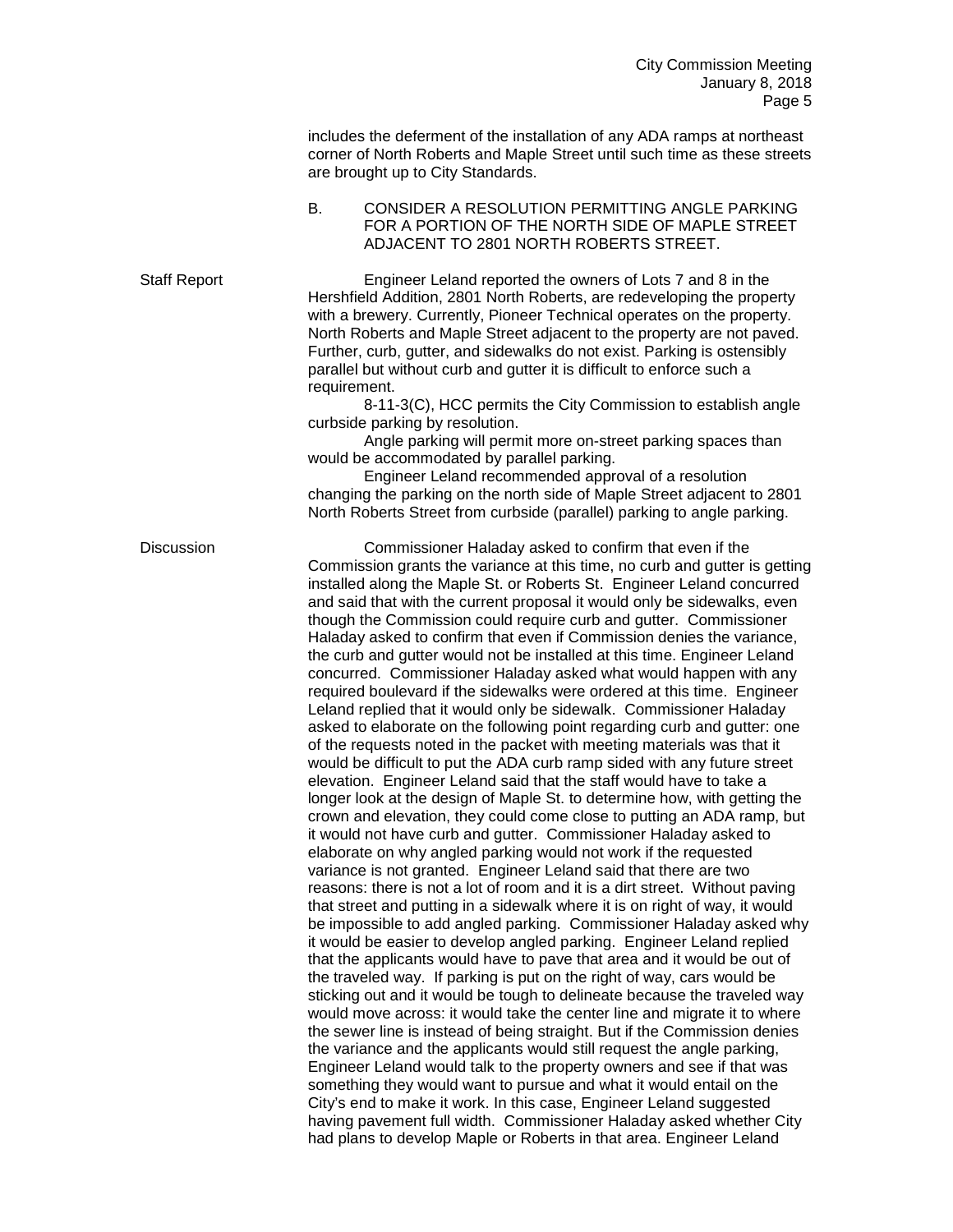includes the deferment of the installation of any ADA ramps at northeast corner of North Roberts and Maple Street until such time as these streets are brought up to City Standards.

B. CONSIDER A RESOLUTION PERMITTING ANGLE PARKING FOR A PORTION OF THE NORTH SIDE OF MAPLE STREET ADJACENT TO 2801 NORTH ROBERTS STREET.

Staff Report

Engineer Leland reported the owners of Lots 7 and 8 in the Hershfield Addition, 2801 North Roberts, are redeveloping the property with a brewery. Currently, Pioneer Technical operates on the property. North Roberts and Maple Street adjacent to the property are not paved. Further, curb, gutter, and sidewalks do not exist. Parking is ostensibly parallel but without curb and gutter it is difficult to enforce such a requirement.

8-11-3(C), HCC permits the City Commission to establish angle curbside parking by resolution.

Angle parking will permit more on-street parking spaces than would be accommodated by parallel parking.

Engineer Leland recommended approval of a resolution changing the parking on the north side of Maple Street adjacent to 2801 North Roberts Street from curbside (parallel) parking to angle parking.

Discussion

Commissioner Haladay asked to confirm that even if the Commission grants the variance at this time, no curb and gutter is getting installed along the Maple St. or Roberts St. Engineer Leland concurred and said that with the current proposal it would only be sidewalks, even though the Commission could require curb and gutter. Commissioner Haladay asked to confirm that even if Commission denies the variance, the curb and gutter would not be installed at this time. Engineer Leland concurred. Commissioner Haladay asked what would happen with any required boulevard if the sidewalks were ordered at this time. Engineer Leland replied that it would only be sidewalk. Commissioner Haladay asked to elaborate on the following point regarding curb and gutter: one of the requests noted in the packet with meeting materials was that it would be difficult to put the ADA curb ramp sided with any future street elevation. Engineer Leland said that the staff would have to take a longer look at the design of Maple St. to determine how, with getting the crown and elevation, they could come close to putting an ADA ramp, but it would not have curb and gutter. Commissioner Haladay asked to elaborate on why angled parking would not work if the requested variance is not granted. Engineer Leland said that there are two reasons: there is not a lot of room and it is a dirt street. Without paving that street and putting in a sidewalk where it is on right of way, it would be impossible to add angled parking. Commissioner Haladay asked why it would be easier to develop angled parking. Engineer Leland replied that the applicants would have to pave that area and it would be out of the traveled way. If parking is put on the right of way, cars would be sticking out and it would be tough to delineate because the traveled way would move across: it would take the center line and migrate it to where the sewer line is instead of being straight. But if the Commission denies the variance and the applicants would still request the angle parking, Engineer Leland would talk to the property owners and see if that was something they would want to pursue and what it would entail on the City's end to make it work. In this case, Engineer Leland suggested having pavement full width. Commissioner Haladay asked whether City had plans to develop Maple or Roberts in that area. Engineer Leland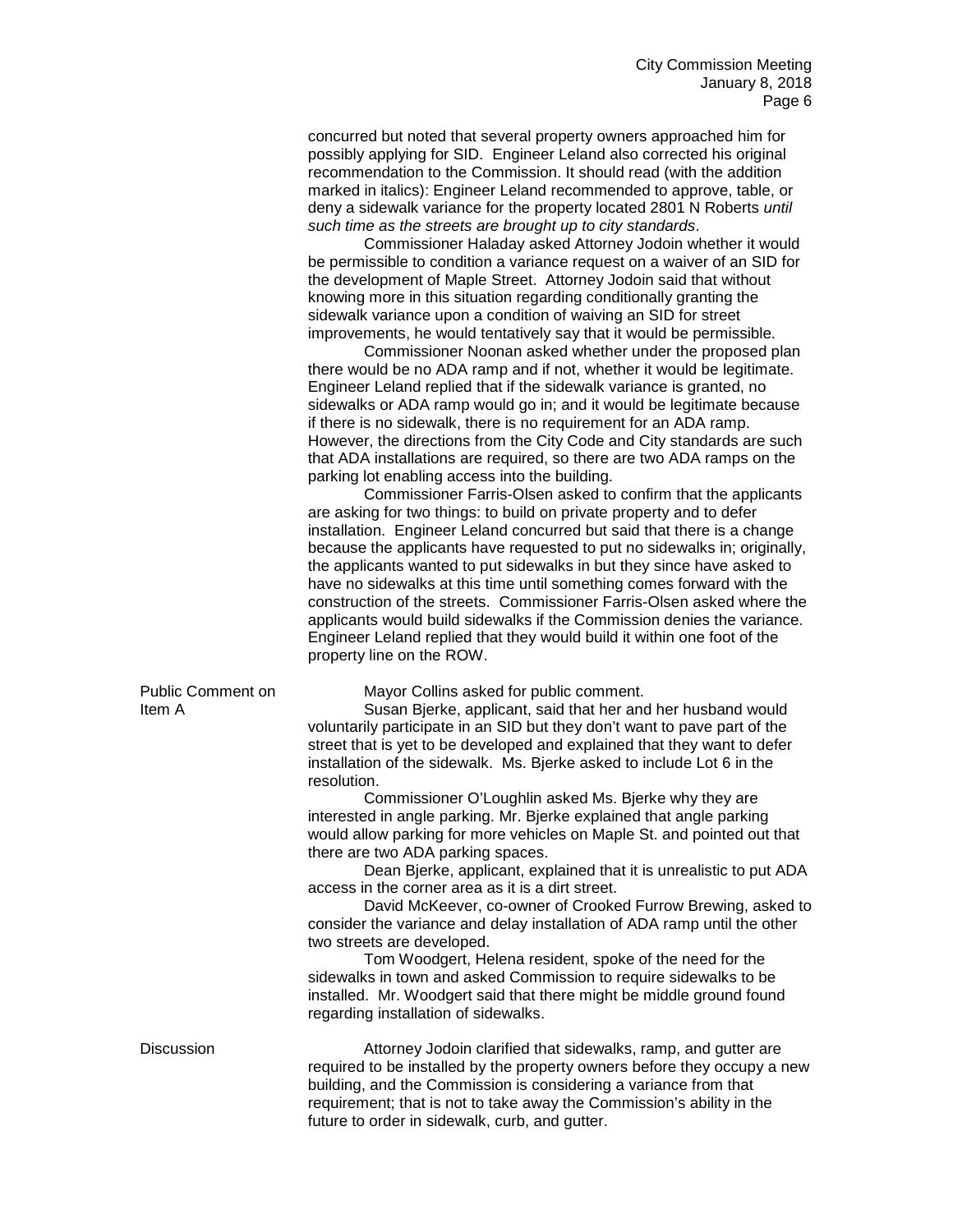concurred but noted that several property owners approached him for possibly applying for SID. Engineer Leland also corrected his original recommendation to the Commission. It should read (with the addition marked in italics): Engineer Leland recommended to approve, table, or deny a sidewalk variance for the property located 2801 N Roberts *until such time as the streets are brought up to city standards*.

Commissioner Haladay asked Attorney Jodoin whether it would be permissible to condition a variance request on a waiver of an SID for the development of Maple Street. Attorney Jodoin said that without knowing more in this situation regarding conditionally granting the sidewalk variance upon a condition of waiving an SID for street improvements, he would tentatively say that it would be permissible.

Commissioner Noonan asked whether under the proposed plan there would be no ADA ramp and if not, whether it would be legitimate. Engineer Leland replied that if the sidewalk variance is granted, no sidewalks or ADA ramp would go in; and it would be legitimate because if there is no sidewalk, there is no requirement for an ADA ramp. However, the directions from the City Code and City standards are such that ADA installations are required, so there are two ADA ramps on the parking lot enabling access into the building.

Commissioner Farris-Olsen asked to confirm that the applicants are asking for two things: to build on private property and to defer installation. Engineer Leland concurred but said that there is a change because the applicants have requested to put no sidewalks in; originally, the applicants wanted to put sidewalks in but they since have asked to have no sidewalks at this time until something comes forward with the construction of the streets. Commissioner Farris-Olsen asked where the applicants would build sidewalks if the Commission denies the variance. Engineer Leland replied that they would build it within one foot of the property line on the ROW.

**Public Comment on Item A**

Mayor Collins asked for public comment.

Susan Bjerke, applicant, said that her and her husband would voluntarily participate in an SID but they don't want to pave part of the street that is yet to be developed and explained that they want to defer installation of the sidewalk. Ms. Bjerke asked to include Lot 6 in the resolution.

Commissioner O'Loughlin asked Ms. Bjerke why they are interested in angle parking. Mr. Bjerke explained that angle parking would allow parking for more vehicles on Maple St. and pointed out that there are two ADA parking spaces.

Dean Bjerke, applicant, explained that it is unrealistic to put ADA access in the corner area as it is a dirt street.

David McKeever, co-owner of Crooked Furrow Brewing, asked to consider the variance and delay installation of ADA ramp until the other two streets are developed.

Tom Woodgert, Helena resident, spoke of the need for the sidewalks in town and asked Commission to require sidewalks to be installed. Mr. Woodgert said that there might be middle ground found regarding installation of sidewalks.

**Discussion**

Attorney Jodoin clarified that sidewalks, ramp, and gutter are required to be installed by the property owners before they occupy a new building, and the Commission is considering a variance from that requirement; that is not to take away the Commission's ability in the future to order in sidewalk, curb, and gutter.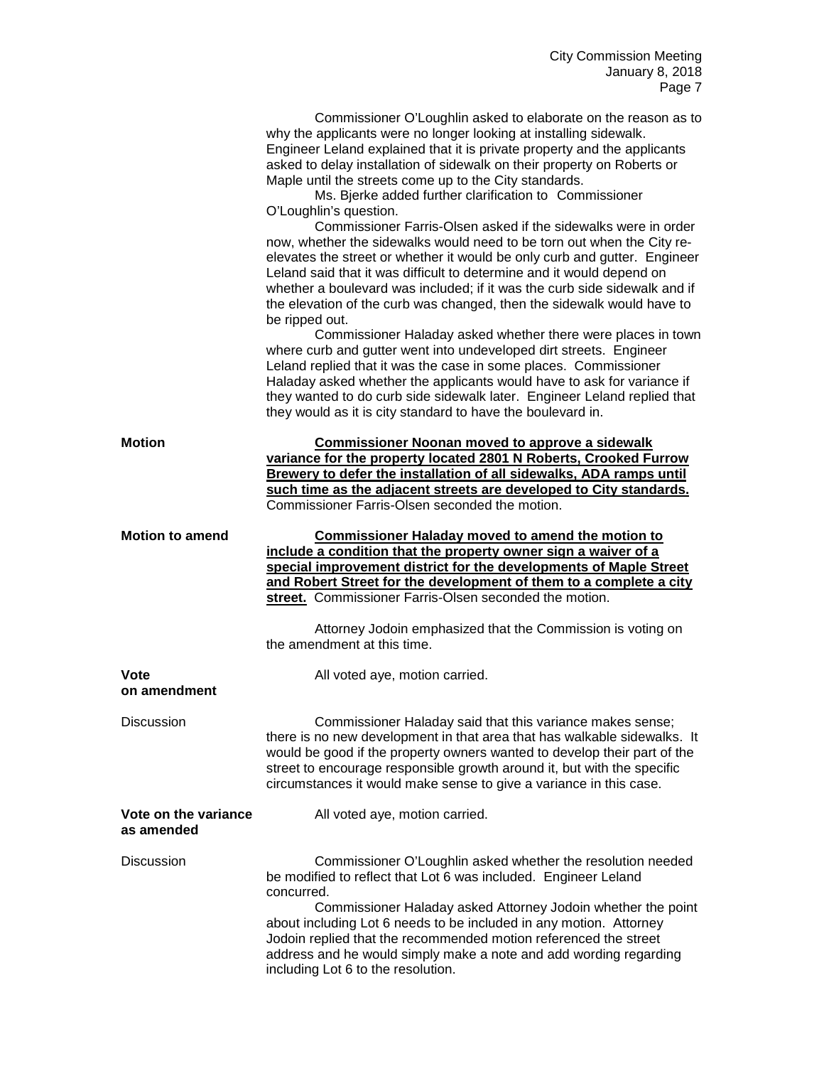Commissioner O'Loughlin asked to elaborate on the reason as to why the applicants were no longer looking at installing sidewalk. Engineer Leland explained that it is private property and the applicants asked to delay installation of sidewalk on their property on Roberts or Maple until the streets come up to the City standards.

Ms. Bjerke added further clarification to Commissioner O'Loughlin's question.

Commissioner Farris-Olsen asked if the sidewalks were in order now, whether the sidewalks would need to be torn out when the City re-elevates the street or whether it would be only curb and gutter. Engineer Leland said that it was difficult to determine and it would depend on whether a boulevard was included; if it was the curb side sidewalk and if the elevation of the curb was changed, then the sidewalk would have to be ripped out.

Commissioner Haladay asked whether there were places in town where curb and gutter went into undeveloped dirt streets. Engineer Leland replied that it was the case in some places. Commissioner Haladay asked whether the applicants would have to ask for variance if they wanted to do curb side sidewalk later. Engineer Leland replied that they would as it is city standard to have the boulevard in.

**Motion**

**Commissioner Noonan moved to approve a sidewalk variance for the property located 2801 N Roberts, Crooked Furrow Brewery to defer the installation of all sidewalks, ADA ramps until such time as the adjacent streets are developed to City standards.** Commissioner Farris-Olsen seconded the motion.

**Motion to amend**

**Commissioner Haladay moved to amend the motion to include a condition that the property owner sign a waiver of a special improvement district for the developments of Maple Street and Robert Street for the development of them to a complete a city street.** Commissioner Farris-Olsen seconded the motion.

Attorney Jodoin emphasized that the Commission is voting on the amendment at this time.

**Vote on amendment**

All voted aye, motion carried.

Discussion

Commissioner Haladay said that this variance makes sense; there is no new development in that area that has walkable sidewalks. It would be good if the property owners wanted to develop their part of the street to encourage responsible growth around it, but with the specific circumstances it would make sense to give a variance in this case.

**Vote on the variance as amended**

All voted aye, motion carried.

Discussion

Commissioner O'Loughlin asked whether the resolution needed be modified to reflect that Lot 6 was included. Engineer Leland concurred.

Commissioner Haladay asked Attorney Jodoin whether the point about including Lot 6 needs to be included in any motion. Attorney Jodoin replied that the recommended motion referenced the street address and he would simply make a note and add wording regarding including Lot 6 to the resolution.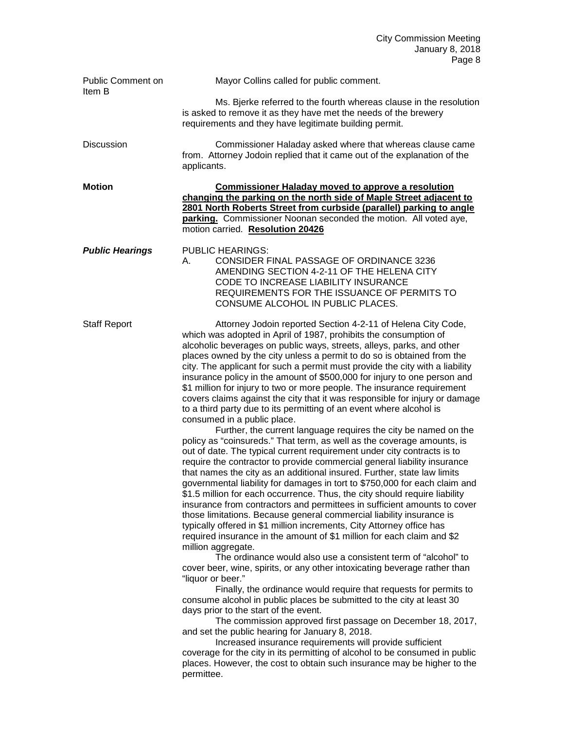**Public Comment on Item B**

Mayor Collins called for public comment.

Ms. Bjerke referred to the fourth whereas clause in the resolution is asked to remove it as they have met the needs of the brewery requirements and they have legitimate building permit.

**Discussion**

Commissioner Haladay asked where that whereas clause came from. Attorney Jodoin replied that it came out of the explanation of the applicants.

**Motion**

**<u>Commissioner Haladay moved to approve a resolution changing the parking on the north side of Maple Street adjacent to 2801 North Roberts Street from curbside (parallel) parking to angle parking.</u>** Commissioner Noonan seconded the motion. All voted aye, motion carried. **<u>Resolution 20426</u>**

***Public Hearings***

PUBLIC HEARINGS:

A. CONSIDER FINAL PASSAGE OF ORDINANCE 3236 AMENDING SECTION 4-2-11 OF THE HELENA CITY CODE TO INCREASE LIABILITY INSURANCE REQUIREMENTS FOR THE ISSUANCE OF PERMITS TO CONSUME ALCOHOL IN PUBLIC PLACES.

**Staff Report**

Attorney Jodoin reported Section 4-2-11 of Helena City Code, which was adopted in April of 1987, prohibits the consumption of alcoholic beverages on public ways, streets, alleys, parks, and other places owned by the city unless a permit to do so is obtained from the city. The applicant for such a permit must provide the city with a liability insurance policy in the amount of $500,000 for injury to one person and $1 million for injury to two or more people. The insurance requirement covers claims against the city that it was responsible for injury or damage to a third party due to its permitting of an event where alcohol is consumed in a public place.

Further, the current language requires the city be named on the policy as "coinsureds." That term, as well as the coverage amounts, is out of date. The typical current requirement under city contracts is to require the contractor to provide commercial general liability insurance that names the city as an additional insured. Further, state law limits governmental liability for damages in tort to $750,000 for each claim and $1.5 million for each occurrence. Thus, the city should require liability insurance from contractors and permittees in sufficient amounts to cover those limitations. Because general commercial liability insurance is typically offered in $1 million increments, City Attorney office has required insurance in the amount of $1 million for each claim and $2 million aggregate.

The ordinance would also use a consistent term of "alcohol" to cover beer, wine, spirits, or any other intoxicating beverage rather than "liquor or beer."

Finally, the ordinance would require that requests for permits to consume alcohol in public places be submitted to the city at least 30 days prior to the start of the event.

The commission approved first passage on December 18, 2017, and set the public hearing for January 8, 2018.

Increased insurance requirements will provide sufficient coverage for the city in its permitting of alcohol to be consumed in public places. However, the cost to obtain such insurance may be higher to the permittee.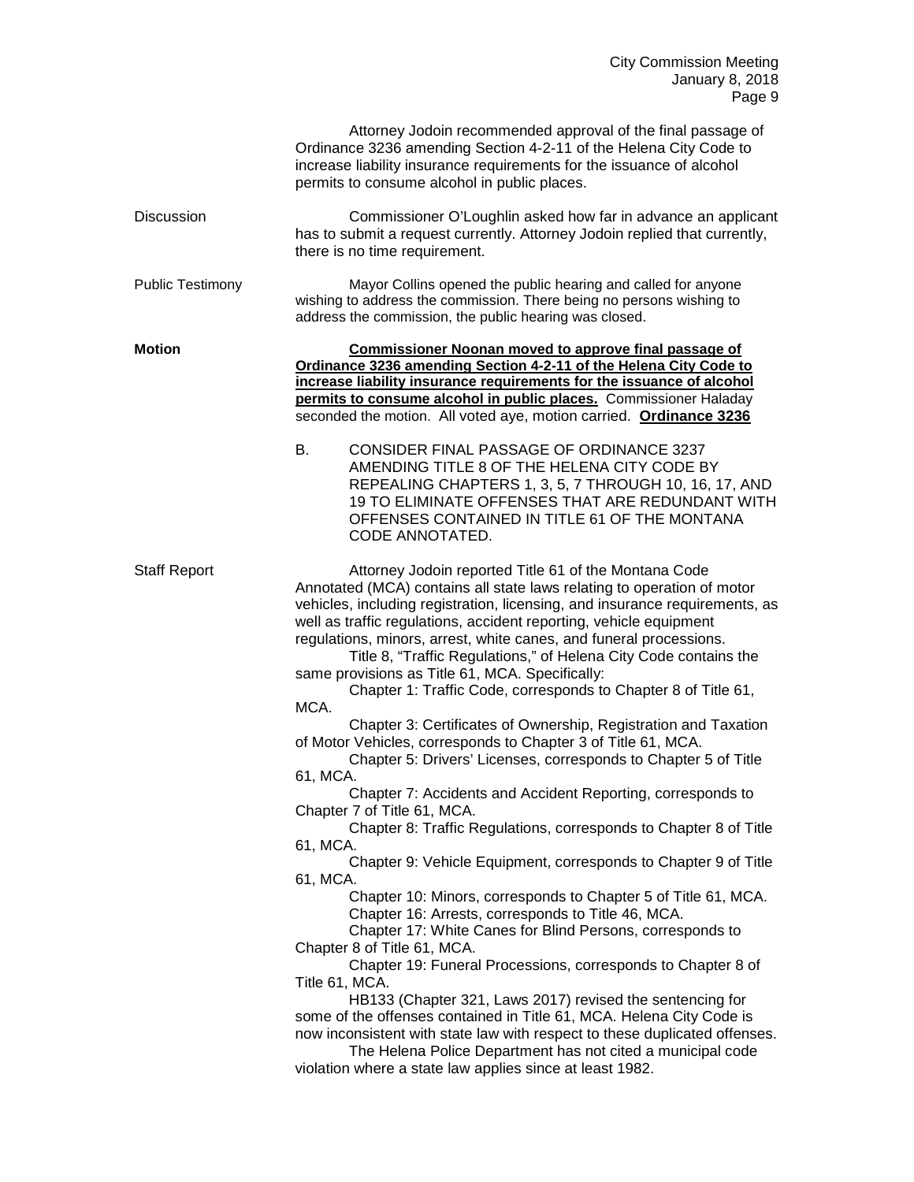Attorney Jodoin recommended approval of the final passage of Ordinance 3236 amending Section 4-2-11 of the Helena City Code to increase liability insurance requirements for the issuance of alcohol permits to consume alcohol in public places.

Discussion

Commissioner O'Loughlin asked how far in advance an applicant has to submit a request currently. Attorney Jodoin replied that currently, there is no time requirement.

Public Testimony

Mayor Collins opened the public hearing and called for anyone wishing to address the commission. There being no persons wishing to address the commission, the public hearing was closed.

**Motion**

**Commissioner Noonan moved to approve final passage of Ordinance 3236 amending Section 4-2-11 of the Helena City Code to increase liability insurance requirements for the issuance of alcohol permits to consume alcohol in public places.** Commissioner Haladay seconded the motion. All voted aye, motion carried. **Ordinance 3236**

B. CONSIDER FINAL PASSAGE OF ORDINANCE 3237 AMENDING TITLE 8 OF THE HELENA CITY CODE BY REPEALING CHAPTERS 1, 3, 5, 7 THROUGH 10, 16, 17, AND 19 TO ELIMINATE OFFENSES THAT ARE REDUNDANT WITH OFFENSES CONTAINED IN TITLE 61 OF THE MONTANA CODE ANNOTATED.

Staff Report

Attorney Jodoin reported Title 61 of the Montana Code Annotated (MCA) contains all state laws relating to operation of motor vehicles, including registration, licensing, and insurance requirements, as well as traffic regulations, accident reporting, vehicle equipment regulations, minors, arrest, white canes, and funeral processions.

Title 8, "Traffic Regulations," of Helena City Code contains the same provisions as Title 61, MCA. Specifically:

Chapter 1: Traffic Code, corresponds to Chapter 8 of Title 61, MCA.

Chapter 3: Certificates of Ownership, Registration and Taxation of Motor Vehicles, corresponds to Chapter 3 of Title 61, MCA.

Chapter 5: Drivers' Licenses, corresponds to Chapter 5 of Title 61, MCA.

Chapter 7: Accidents and Accident Reporting, corresponds to Chapter 7 of Title 61, MCA.

Chapter 8: Traffic Regulations, corresponds to Chapter 8 of Title 61, MCA.

Chapter 9: Vehicle Equipment, corresponds to Chapter 9 of Title 61, MCA.

Chapter 10: Minors, corresponds to Chapter 5 of Title 61, MCA.

Chapter 16: Arrests, corresponds to Title 46, MCA.

Chapter 17: White Canes for Blind Persons, corresponds to Chapter 8 of Title 61, MCA.

Chapter 19: Funeral Processions, corresponds to Chapter 8 of Title 61, MCA.

HB133 (Chapter 321, Laws 2017) revised the sentencing for some of the offenses contained in Title 61, MCA. Helena City Code is now inconsistent with state law with respect to these duplicated offenses.

The Helena Police Department has not cited a municipal code violation where a state law applies since at least 1982.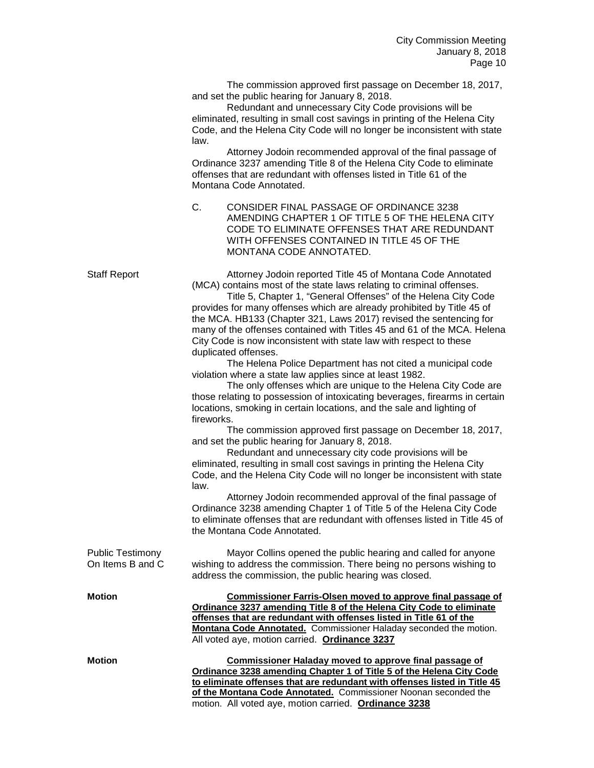The commission approved first passage on December 18, 2017, and set the public hearing for January 8, 2018.

Redundant and unnecessary City Code provisions will be eliminated, resulting in small cost savings in printing of the Helena City Code, and the Helena City Code will no longer be inconsistent with state law.

Attorney Jodoin recommended approval of the final passage of Ordinance 3237 amending Title 8 of the Helena City Code to eliminate offenses that are redundant with offenses listed in Title 61 of the Montana Code Annotated.

C. CONSIDER FINAL PASSAGE OF ORDINANCE 3238 AMENDING CHAPTER 1 OF TITLE 5 OF THE HELENA CITY CODE TO ELIMINATE OFFENSES THAT ARE REDUNDANT WITH OFFENSES CONTAINED IN TITLE 45 OF THE MONTANA CODE ANNOTATED.

**Staff Report**

Attorney Jodoin reported Title 45 of Montana Code Annotated (MCA) contains most of the state laws relating to criminal offenses.

Title 5, Chapter 1, "General Offenses" of the Helena City Code provides for many offenses which are already prohibited by Title 45 of the MCA. HB133 (Chapter 321, Laws 2017) revised the sentencing for many of the offenses contained with Titles 45 and 61 of the MCA. Helena City Code is now inconsistent with state law with respect to these duplicated offenses.

The Helena Police Department has not cited a municipal code violation where a state law applies since at least 1982.

The only offenses which are unique to the Helena City Code are those relating to possession of intoxicating beverages, firearms in certain locations, smoking in certain locations, and the sale and lighting of fireworks.

The commission approved first passage on December 18, 2017, and set the public hearing for January 8, 2018.

Redundant and unnecessary city code provisions will be eliminated, resulting in small cost savings in printing the Helena City Code, and the Helena City Code will no longer be inconsistent with state law.

Attorney Jodoin recommended approval of the final passage of Ordinance 3238 amending Chapter 1 of Title 5 of the Helena City Code to eliminate offenses that are redundant with offenses listed in Title 45 of the Montana Code Annotated.

**Public Testimony On Items B and C**

Mayor Collins opened the public hearing and called for anyone wishing to address the commission. There being no persons wishing to address the commission, the public hearing was closed.

**Motion**

**Commissioner Farris-Olsen moved to approve final passage of Ordinance 3237 amending Title 8 of the Helena City Code to eliminate offenses that are redundant with offenses listed in Title 61 of the Montana Code Annotated.** Commissioner Haladay seconded the motion. All voted aye, motion carried. **Ordinance 3237**

**Motion**

**Commissioner Haladay moved to approve final passage of Ordinance 3238 amending Chapter 1 of Title 5 of the Helena City Code to eliminate offenses that are redundant with offenses listed in Title 45 of the Montana Code Annotated.** Commissioner Noonan seconded the motion. All voted aye, motion carried. **Ordinance 3238**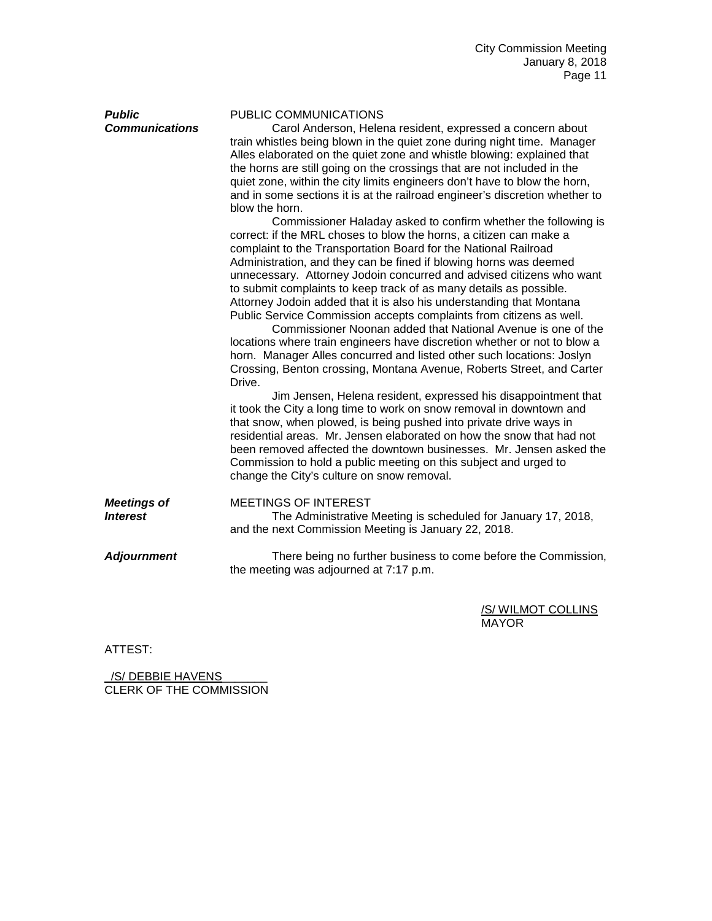***Public Communications***

PUBLIC COMMUNICATIONS

Carol Anderson, Helena resident, expressed a concern about train whistles being blown in the quiet zone during night time. Manager Alles elaborated on the quiet zone and whistle blowing: explained that the horns are still going on the crossings that are not included in the quiet zone, within the city limits engineers don't have to blow the horn, and in some sections it is at the railroad engineer's discretion whether to blow the horn.

Commissioner Haladay asked to confirm whether the following is correct: if the MRL choses to blow the horns, a citizen can make a complaint to the Transportation Board for the National Railroad Administration, and they can be fined if blowing horns was deemed unnecessary. Attorney Jodoin concurred and advised citizens who want to submit complaints to keep track of as many details as possible. Attorney Jodoin added that it is also his understanding that Montana Public Service Commission accepts complaints from citizens as well.

Commissioner Noonan added that National Avenue is one of the locations where train engineers have discretion whether or not to blow a horn. Manager Alles concurred and listed other such locations: Joslyn Crossing, Benton crossing, Montana Avenue, Roberts Street, and Carter Drive.

Jim Jensen, Helena resident, expressed his disappointment that it took the City a long time to work on snow removal in downtown and that snow, when plowed, is being pushed into private drive ways in residential areas. Mr. Jensen elaborated on how the snow that had not been removed affected the downtown businesses. Mr. Jensen asked the Commission to hold a public meeting on this subject and urged to change the City's culture on snow removal.

***Meetings of Interest***

MEETINGS OF INTEREST

The Administrative Meeting is scheduled for January 17, 2018, and the next Commission Meeting is January 22, 2018.

***Adjournment***

There being no further business to come before the Commission, the meeting was adjourned at 7:17 p.m.

/S/ WILMOT COLLINS
MAYOR

ATTEST:

/S/ DEBBIE HAVENS
CLERK OF THE COMMISSION